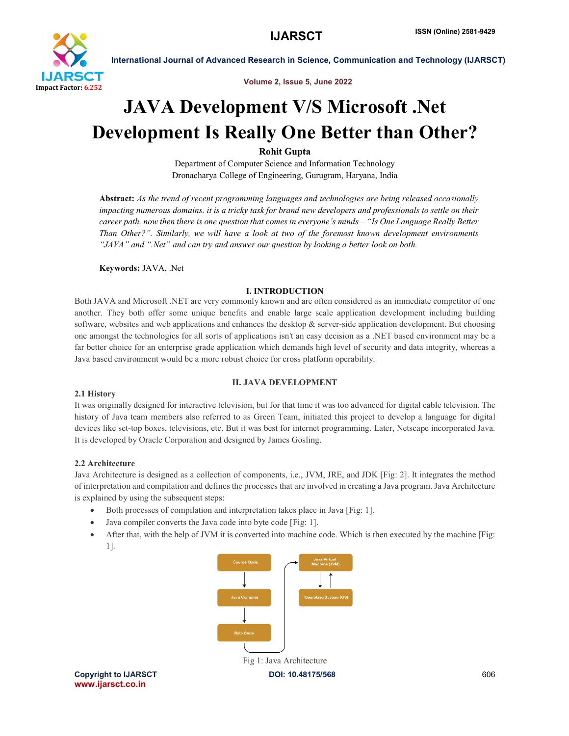# JAVA Development V/S Microsoft .Net Development Is Really One Better than Other?

**Rohit Gupta**

Department of Computer Science and Information Technology
Dronacharya College of Engineering, Gurugram, Haryana, India

**Abstract:** *As the trend of recent programming languages and technologies are being released occasionally impacting numerous domains. it is a tricky task for brand new developers and professionals to settle on their career path. now then there is one question that comes in everyone's minds – "Is One Language Really Better Than Other?". Similarly, we will have a look at two of the foremost known development environments "JAVA" and ".Net" and can try and answer our question by looking a better look on both.*

**Keywords:** JAVA, .Net

## I. INTRODUCTION

Both JAVA and Microsoft .NET are very commonly known and are often considered as an immediate competitor of one another. They both offer some unique benefits and enable large scale application development including building software, websites and web applications and enhances the desktop & server-side application development. But choosing one amongst the technologies for all sorts of applications isn't an easy decision as a .NET based environment may be a far better choice for an enterprise grade application which demands high level of security and data integrity, whereas a Java based environment would be a more robust choice for cross platform operability.

## II. JAVA DEVELOPMENT

### 2.1 History

It was originally designed for interactive television, but for that time it was too advanced for digital cable television. The history of Java team members also referred to as Green Team, initiated this project to develop a language for digital devices like set-top boxes, televisions, etc. But it was best for internet programming. Later, Netscape incorporated Java. It is developed by Oracle Corporation and designed by James Gosling.

### 2.2 Architecture

Java Architecture is designed as a collection of components, i.e., JVM, JRE, and JDK [Fig: 2]. It integrates the method of interpretation and compilation and defines the processes that are involved in creating a Java program. Java Architecture is explained by using the subsequent steps:

- Both processes of compilation and interpretation takes place in Java [Fig: 1].
- Java compiler converts the Java code into byte code [Fig: 1].
- After that, with the help of JVM it is converted into machine code. Which is then executed by the machine [Fig: 1].

Fig 1: Java Architecture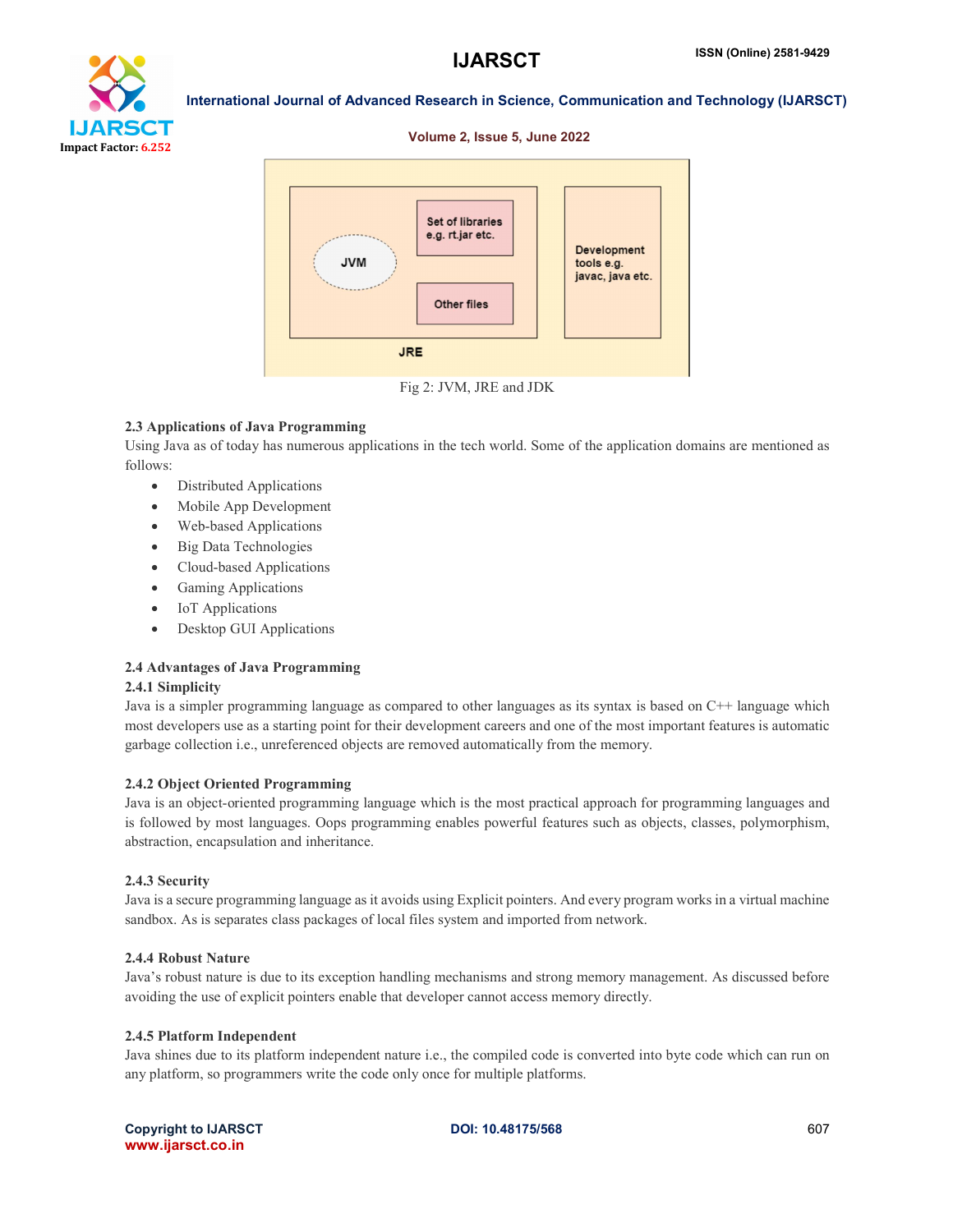Fig 2: JVM, JRE and JDK

### 2.3 Applications of Java Programming

Using Java as of today has numerous applications in the tech world. Some of the application domains are mentioned as follows:

- Distributed Applications
- Mobile App Development
- Web-based Applications
- Big Data Technologies
- Cloud-based Applications
- Gaming Applications
- IoT Applications
- Desktop GUI Applications

### 2.4 Advantages of Java Programming

#### 2.4.1 Simplicity

Java is a simpler programming language as compared to other languages as its syntax is based on C++ language which most developers use as a starting point for their development careers and one of the most important features is automatic garbage collection i.e., unreferenced objects are removed automatically from the memory.

#### 2.4.2 Object Oriented Programming

Java is an object-oriented programming language which is the most practical approach for programming languages and is followed by most languages. Oops programming enables powerful features such as objects, classes, polymorphism, abstraction, encapsulation and inheritance.

#### 2.4.3 Security

Java is a secure programming language as it avoids using Explicit pointers. And every program works in a virtual machine sandbox. As is separates class packages of local files system and imported from network.

#### 2.4.4 Robust Nature

Java's robust nature is due to its exception handling mechanisms and strong memory management. As discussed before avoiding the use of explicit pointers enable that developer cannot access memory directly.

#### 2.4.5 Platform Independent

Java shines due to its platform independent nature i.e., the compiled code is converted into byte code which can run on any platform, so programmers write the code only once for multiple platforms.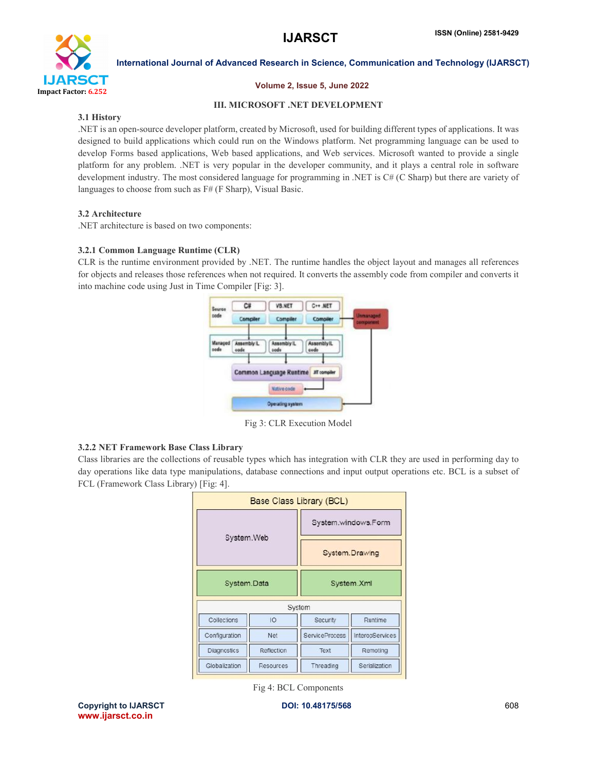## III. MICROSOFT .NET DEVELOPMENT

### 3.1 History

.NET is an open-source developer platform, created by Microsoft, used for building different types of applications. It was designed to build applications which could run on the Windows platform. Net programming language can be used to develop Forms based applications, Web based applications, and Web services. Microsoft wanted to provide a single platform for any problem. .NET is very popular in the developer community, and it plays a central role in software development industry. The most considered language for programming in .NET is C# (C Sharp) but there are variety of languages to choose from such as F# (F Sharp), Visual Basic.

### 3.2 Architecture

.NET architecture is based on two components:

#### 3.2.1 Common Language Runtime (CLR)

CLR is the runtime environment provided by .NET. The runtime handles the object layout and manages all references for objects and releases those references when not required. It converts the assembly code from compiler and converts it into machine code using Just in Time Compiler [Fig: 3].

Fig 3: CLR Execution Model

#### 3.2.2 NET Framework Base Class Library

Class libraries are the collections of reusable types which has integration with CLR they are used in performing day to day operations like data type manipulations, database connections and input output operations etc. BCL is a subset of FCL (Framework Class Library) [Fig: 4].

Fig 4: BCL Components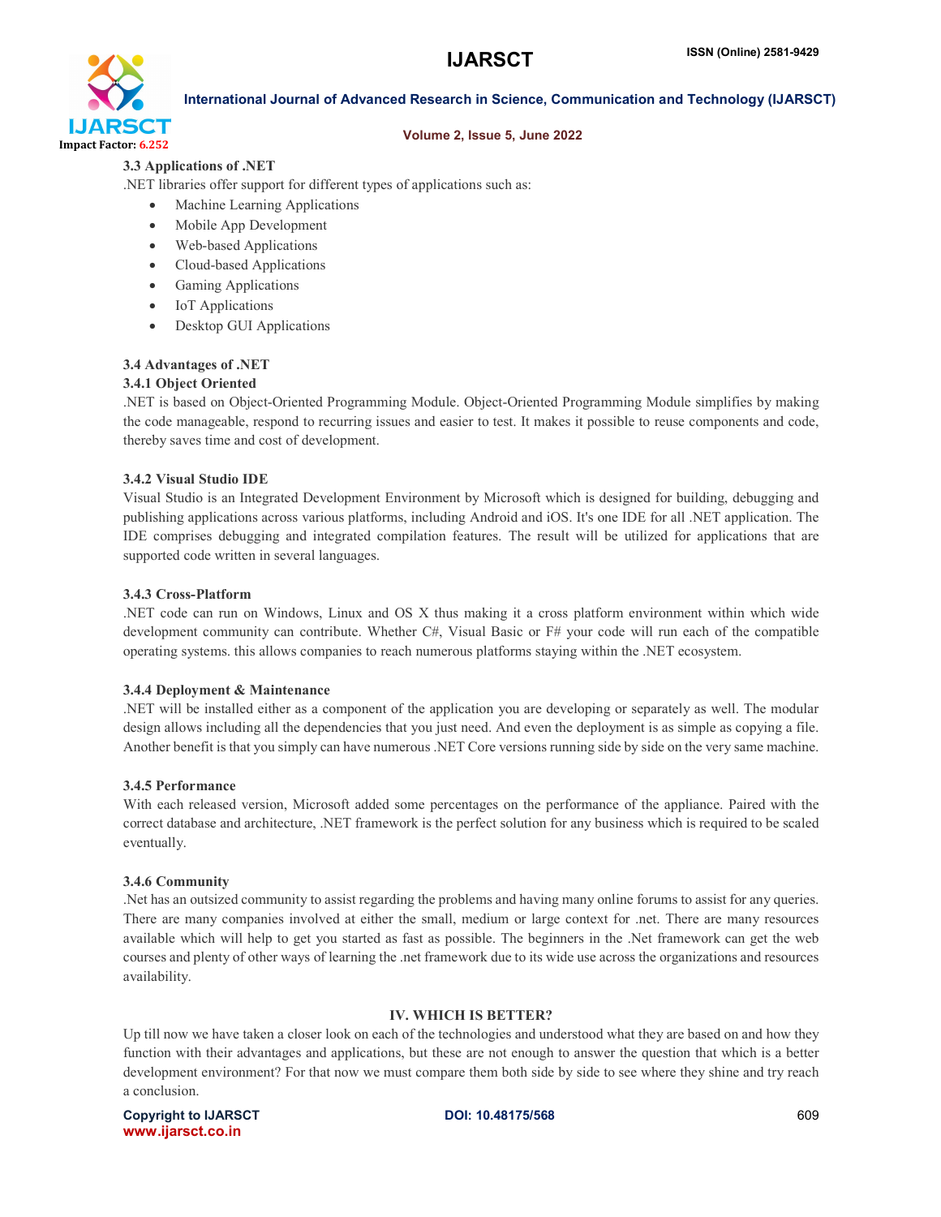### 3.3 Applications of .NET

.NET libraries offer support for different types of applications such as:

- Machine Learning Applications
- Mobile App Development
- Web-based Applications
- Cloud-based Applications
- Gaming Applications
- IoT Applications
- Desktop GUI Applications

### 3.4 Advantages of .NET

#### 3.4.1 Object Oriented

.NET is based on Object-Oriented Programming Module. Object-Oriented Programming Module simplifies by making the code manageable, respond to recurring issues and easier to test. It makes it possible to reuse components and code, thereby saves time and cost of development.

#### 3.4.2 Visual Studio IDE

Visual Studio is an Integrated Development Environment by Microsoft which is designed for building, debugging and publishing applications across various platforms, including Android and iOS. It's one IDE for all .NET application. The IDE comprises debugging and integrated compilation features. The result will be utilized for applications that are supported code written in several languages.

#### 3.4.3 Cross-Platform

.NET code can run on Windows, Linux and OS X thus making it a cross platform environment within which wide development community can contribute. Whether C#, Visual Basic or F# your code will run each of the compatible operating systems. this allows companies to reach numerous platforms staying within the .NET ecosystem.

#### 3.4.4 Deployment & Maintenance

.NET will be installed either as a component of the application you are developing or separately as well. The modular design allows including all the dependencies that you just need. And even the deployment is as simple as copying a file. Another benefit is that you simply can have numerous .NET Core versions running side by side on the very same machine.

#### 3.4.5 Performance

With each released version, Microsoft added some percentages on the performance of the appliance. Paired with the correct database and architecture, .NET framework is the perfect solution for any business which is required to be scaled eventually.

#### 3.4.6 Community

.Net has an outsized community to assist regarding the problems and having many online forums to assist for any queries. There are many companies involved at either the small, medium or large context for .net. There are many resources available which will help to get you started as fast as possible. The beginners in the .Net framework can get the web courses and plenty of other ways of learning the .net framework due to its wide use across the organizations and resources availability.

## IV. WHICH IS BETTER?

Up till now we have taken a closer look on each of the technologies and understood what they are based on and how they function with their advantages and applications, but these are not enough to answer the question that which is a better development environment? For that now we must compare them both side by side to see where they shine and try reach a conclusion.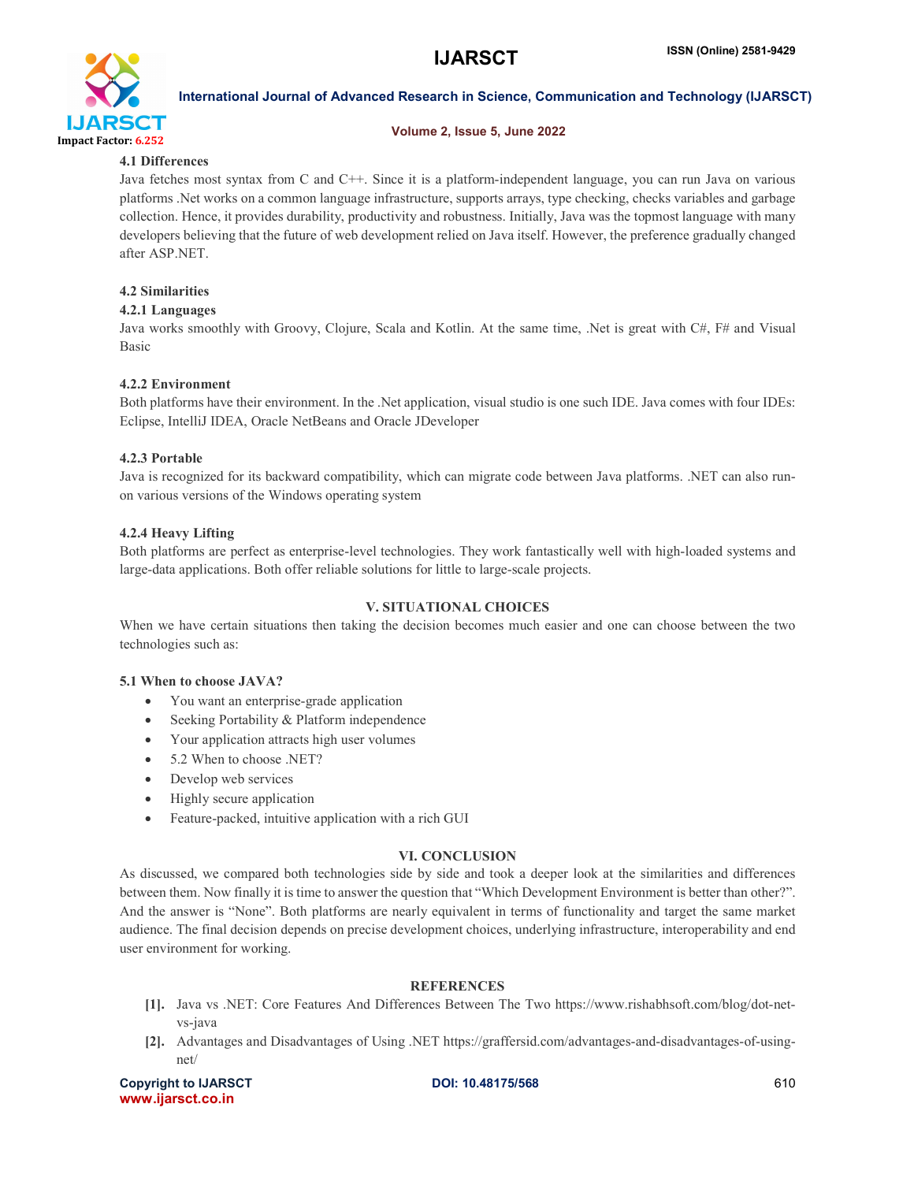### 4.1 Differences

Java fetches most syntax from C and C++. Since it is a platform-independent language, you can run Java on various platforms .Net works on a common language infrastructure, supports arrays, type checking, checks variables and garbage collection. Hence, it provides durability, productivity and robustness. Initially, Java was the topmost language with many developers believing that the future of web development relied on Java itself. However, the preference gradually changed after ASP.NET.

### 4.2 Similarities

#### 4.2.1 Languages

Java works smoothly with Groovy, Clojure, Scala and Kotlin. At the same time, .Net is great with C#, F# and Visual Basic

#### 4.2.2 Environment

Both platforms have their environment. In the .Net application, visual studio is one such IDE. Java comes with four IDEs: Eclipse, IntelliJ IDEA, Oracle NetBeans and Oracle JDeveloper

#### 4.2.3 Portable

Java is recognized for its backward compatibility, which can migrate code between Java platforms. .NET can also run-on various versions of the Windows operating system

#### 4.2.4 Heavy Lifting

Both platforms are perfect as enterprise-level technologies. They work fantastically well with high-loaded systems and large-data applications. Both offer reliable solutions for little to large-scale projects.

## V. SITUATIONAL CHOICES

When we have certain situations then taking the decision becomes much easier and one can choose between the two technologies such as:

### 5.1 When to choose JAVA?

- You want an enterprise-grade application
- Seeking Portability & Platform independence
- Your application attracts high user volumes
- 5.2 When to choose .NET?
- Develop web services
- Highly secure application
- Feature-packed, intuitive application with a rich GUI

## VI. CONCLUSION

As discussed, we compared both technologies side by side and took a deeper look at the similarities and differences between them. Now finally it is time to answer the question that "Which Development Environment is better than other?". And the answer is "None". Both platforms are nearly equivalent in terms of functionality and target the same market audience. The final decision depends on precise development choices, underlying infrastructure, interoperability and end user environment for working.

## REFERENCES

[1]. Java vs .NET: Core Features And Differences Between The Two https://www.rishabhsoft.com/blog/dot-net-vs-java

[2]. Advantages and Disadvantages of Using .NET https://graffersid.com/advantages-and-disadvantages-of-using-net/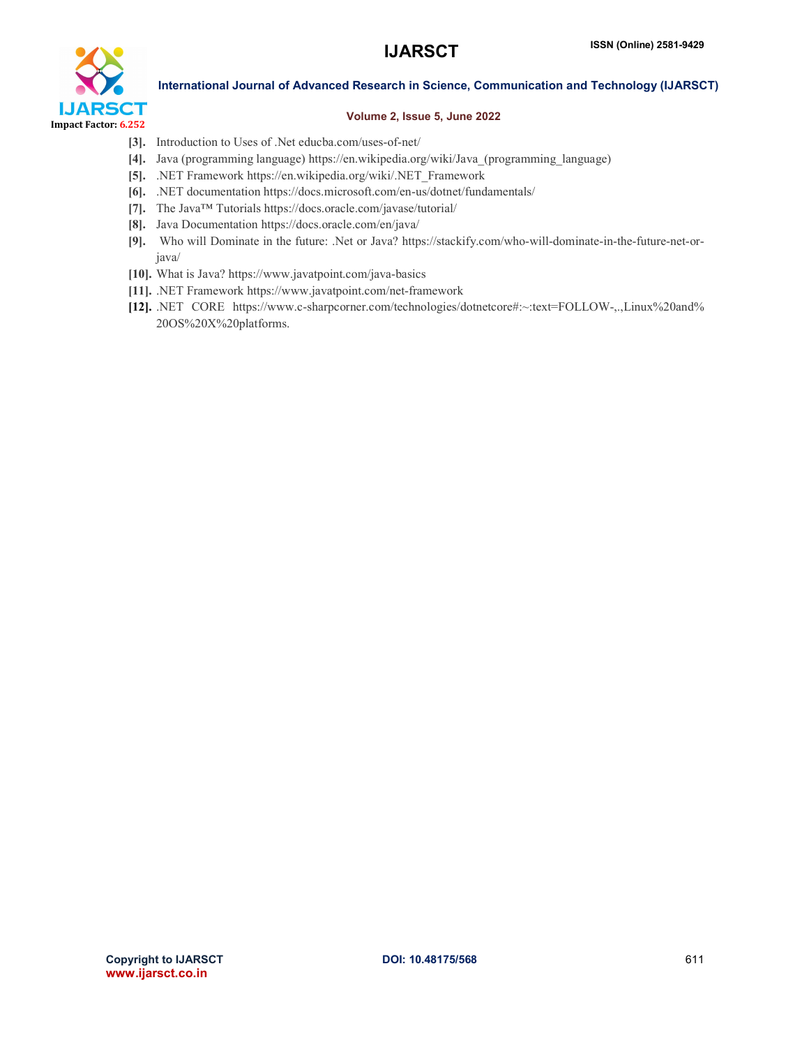**[3].** Introduction to Uses of .Net educba.com/uses-of-net/

**[4].** Java (programming language) https://en.wikipedia.org/wiki/Java_(programming_language)

**[5].** .NET Framework https://en.wikipedia.org/wiki/.NET_Framework

**[6].** .NET documentation https://docs.microsoft.com/en-us/dotnet/fundamentals/

**[7].** The Java™ Tutorials https://docs.oracle.com/javase/tutorial/

**[8].** Java Documentation https://docs.oracle.com/en/java/

**[9].** Who will Dominate in the future: .Net or Java? https://stackify.com/who-will-dominate-in-the-future-net-or-java/

**[10].** What is Java? https://www.javatpoint.com/java-basics

**[11].** .NET Framework https://www.javatpoint.com/net-framework

**[12].** .NET CORE https://www.c-sharpcorner.com/technologies/dotnetcore#:~:text=FOLLOW-,.,Linux%20and%20OS%20X%20platforms.